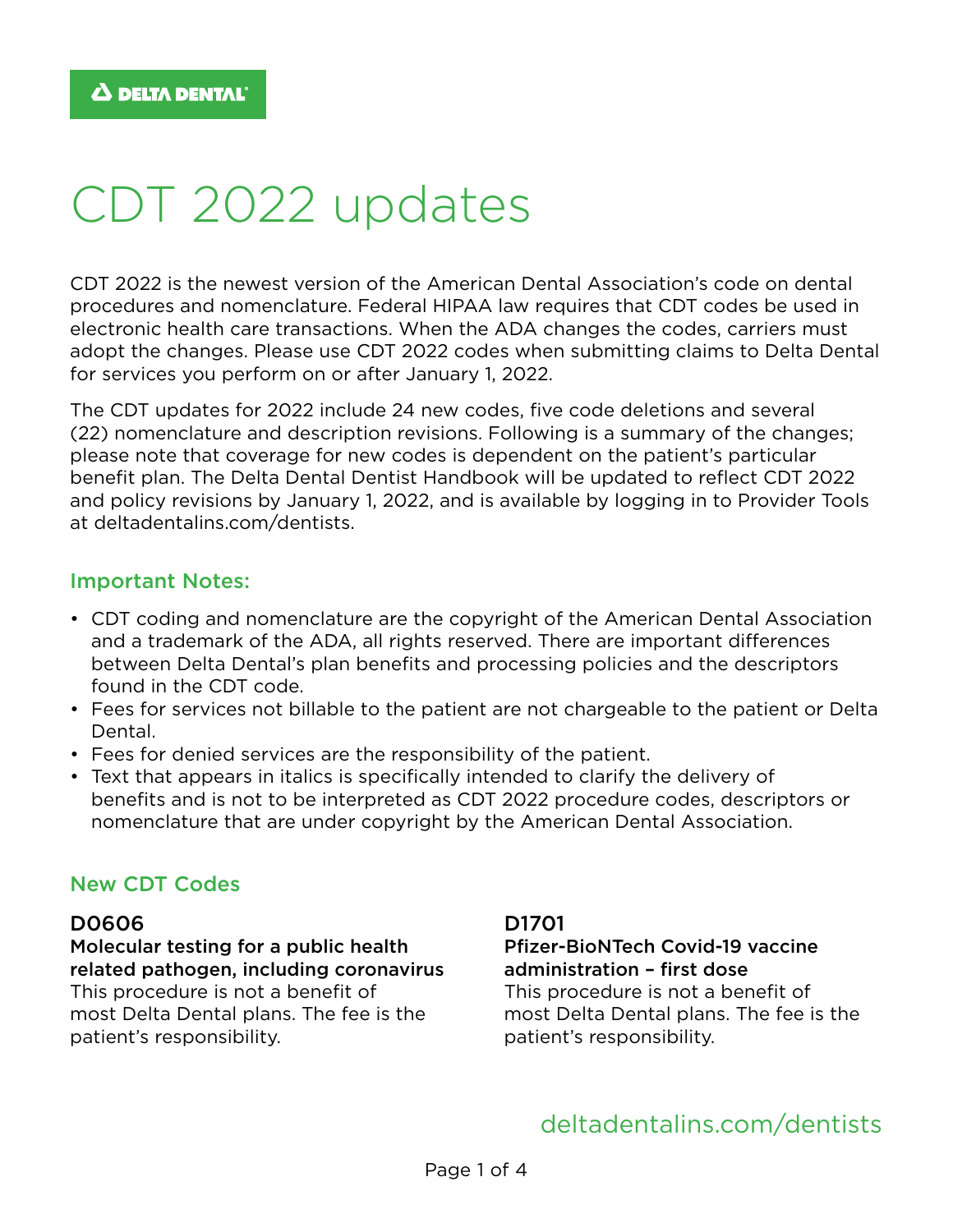DELTA DENTAL

# CDT 2022 updates

CDT 2022 is the newest version of the American Dental Association's code on dental procedures and nomenclature. Federal HIPAA law requires that CDT codes be used in electronic health care transactions. When the ADA changes the codes, carriers must adopt the changes. Please use CDT 2022 codes when submitting claims to Delta Dental for services you perform on or after January 1, 2022.

The CDT updates for 2022 include 24 new codes, five code deletions and several (22) nomenclature and description revisions. Following is a summary of the changes; please note that coverage for new codes is dependent on the patient's particular benefit plan. The Delta Dental Dentist Handbook will be updated to reflect CDT 2022 and policy revisions by January 1, 2022, and is available by logging in to Provider Tools at deltadentalins.com/dentists.

## Important Notes:

- CDT coding and nomenclature are the copyright of the American Dental Association and a trademark of the ADA, all rights reserved. There are important differences between Delta Dental's plan benefits and processing policies and the descriptors found in the CDT code.
- Fees for services not billable to the patient are not chargeable to the patient or Delta Dental.
- Fees for denied services are the responsibility of the patient.
- Text that appears in italics is specifically intended to clarify the delivery of benefits and is not to be interpreted as CDT 2022 procedure codes, descriptors or nomenclature that are under copyright by the American Dental Association.

## New CDT Codes

### D0606

**Molecular testing for a public health related pathogen, including coronavirus**

This procedure is not a benefit of most Delta Dental plans. The fee is the patient's responsibility.

### D1701

**Pfizer-BioNTech Covid-19 vaccine administration – first dose**

This procedure is not a benefit of most Delta Dental plans. The fee is the patient's responsibility.

deltadentalins.com/dentists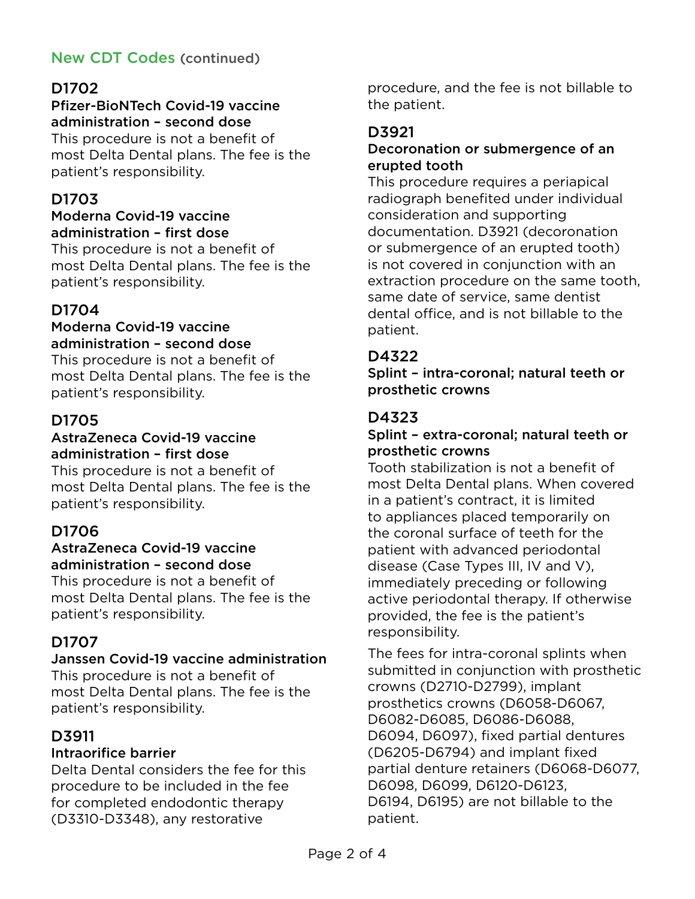## New CDT Codes (continued)

### D1702

**Pfizer-BioNTech Covid-19 vaccine administration – second dose**

This procedure is not a benefit of most Delta Dental plans. The fee is the patient's responsibility.

### D1703

**Moderna Covid-19 vaccine administration – first dose**

This procedure is not a benefit of most Delta Dental plans. The fee is the patient's responsibility.

### D1704

**Moderna Covid-19 vaccine administration – second dose**

This procedure is not a benefit of most Delta Dental plans. The fee is the patient's responsibility.

### D1705

**AstraZeneca Covid-19 vaccine administration – first dose**

This procedure is not a benefit of most Delta Dental plans. The fee is the patient's responsibility.

### D1706

**AstraZeneca Covid-19 vaccine administration – second dose**

This procedure is not a benefit of most Delta Dental plans. The fee is the patient's responsibility.

### D1707

**Janssen Covid-19 vaccine administration**

This procedure is not a benefit of most Delta Dental plans. The fee is the patient's responsibility.

### D3911

**Intraorifice barrier**

Delta Dental considers the fee for this procedure to be included in the fee for completed endodontic therapy (D3310-D3348), any restorative procedure, and the fee is not billable to the patient.

### D3921

**Decoronation or submergence of an erupted tooth**

This procedure requires a periapical radiograph benefited under individual consideration and supporting documentation. D3921 (decoronation or submergence of an erupted tooth) is not covered in conjunction with an extraction procedure on the same tooth, same date of service, same dentist dental office, and is not billable to the patient.

### D4322

**Splint – intra-coronal; natural teeth or prosthetic crowns**

### D4323

**Splint – extra-coronal; natural teeth or prosthetic crowns**

Tooth stabilization is not a benefit of most Delta Dental plans. When covered in a patient's contract, it is limited to appliances placed temporarily on the coronal surface of teeth for the patient with advanced periodontal disease (Case Types III, IV and V), immediately preceding or following active periodontal therapy. If otherwise provided, the fee is the patient's responsibility.

The fees for intra-coronal splints when submitted in conjunction with prosthetic crowns (D2710-D2799), implant prosthetics crowns (D6058-D6067, D6082-D6085, D6086-D6088, D6094, D6097), fixed partial dentures (D6205-D6794) and implant fixed partial denture retainers (D6068-D6077, D6098, D6099, D6120-D6123, D6194, D6195) are not billable to the patient.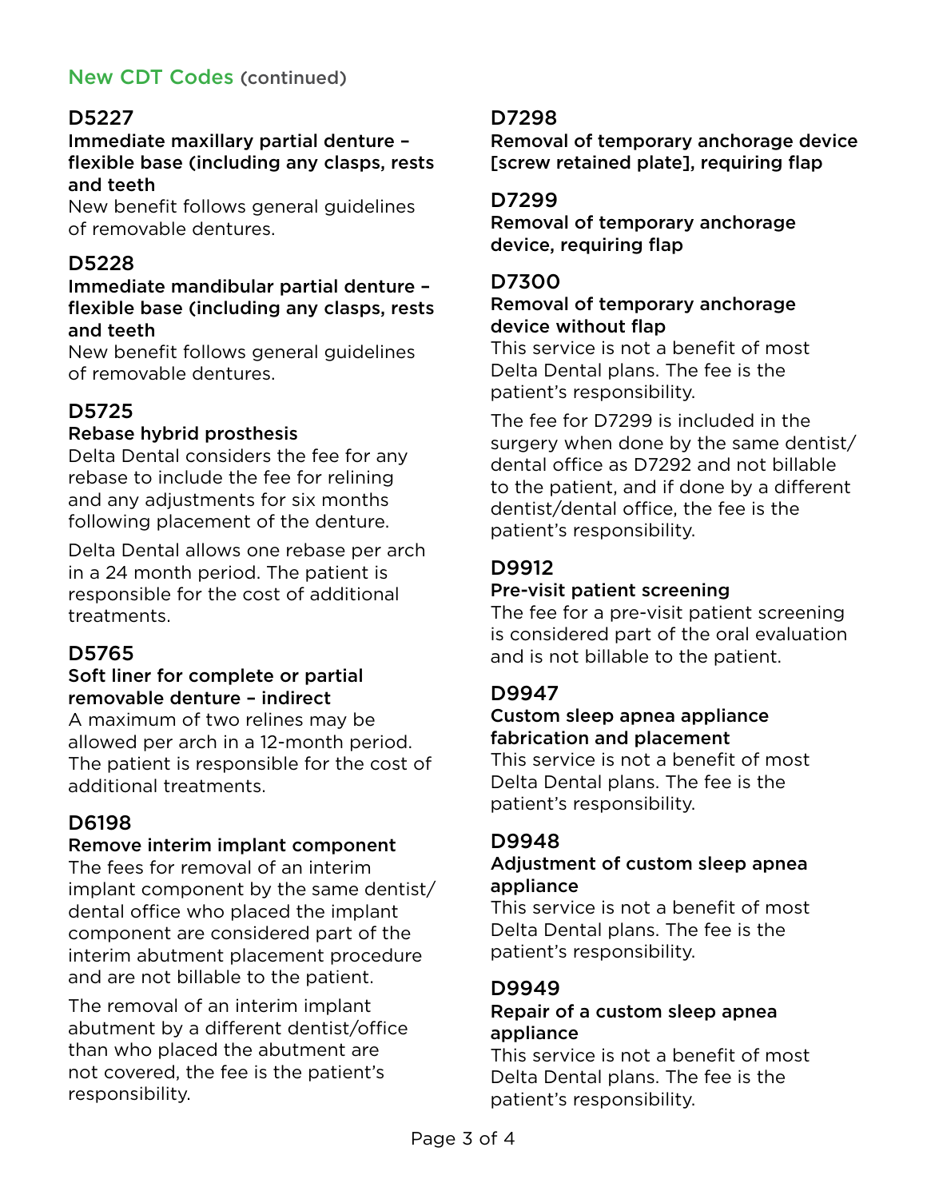## New CDT Codes (continued)

### D5227

**Immediate maxillary partial denture – flexible base (including any clasps, rests and teeth**

New benefit follows general guidelines of removable dentures.

### D5228

**Immediate mandibular partial denture – flexible base (including any clasps, rests and teeth**

New benefit follows general guidelines of removable dentures.

### D5725

**Rebase hybrid prosthesis**

Delta Dental considers the fee for any rebase to include the fee for relining and any adjustments for six months following placement of the denture.

Delta Dental allows one rebase per arch in a 24 month period. The patient is responsible for the cost of additional treatments.

### D5765

**Soft liner for complete or partial removable denture – indirect**

A maximum of two relines may be allowed per arch in a 12-month period. The patient is responsible for the cost of additional treatments.

### D6198

**Remove interim implant component**

The fees for removal of an interim implant component by the same dentist/dental office who placed the implant component are considered part of the interim abutment placement procedure and are not billable to the patient.

The removal of an interim implant abutment by a different dentist/office than who placed the abutment are not covered, the fee is the patient's responsibility.

### D7298

**Removal of temporary anchorage device [screw retained plate], requiring flap**

### D7299

**Removal of temporary anchorage device, requiring flap**

### D7300

**Removal of temporary anchorage device without flap**

This service is not a benefit of most Delta Dental plans. The fee is the patient's responsibility.

The fee for D7299 is included in the surgery when done by the same dentist/dental office as D7292 and not billable to the patient, and if done by a different dentist/dental office, the fee is the patient's responsibility.

### D9912

**Pre-visit patient screening**

The fee for a pre-visit patient screening is considered part of the oral evaluation and is not billable to the patient.

### D9947

**Custom sleep apnea appliance fabrication and placement**

This service is not a benefit of most Delta Dental plans. The fee is the patient's responsibility.

### D9948

**Adjustment of custom sleep apnea appliance**

This service is not a benefit of most Delta Dental plans. The fee is the patient's responsibility.

### D9949

**Repair of a custom sleep apnea appliance**

This service is not a benefit of most Delta Dental plans. The fee is the patient's responsibility.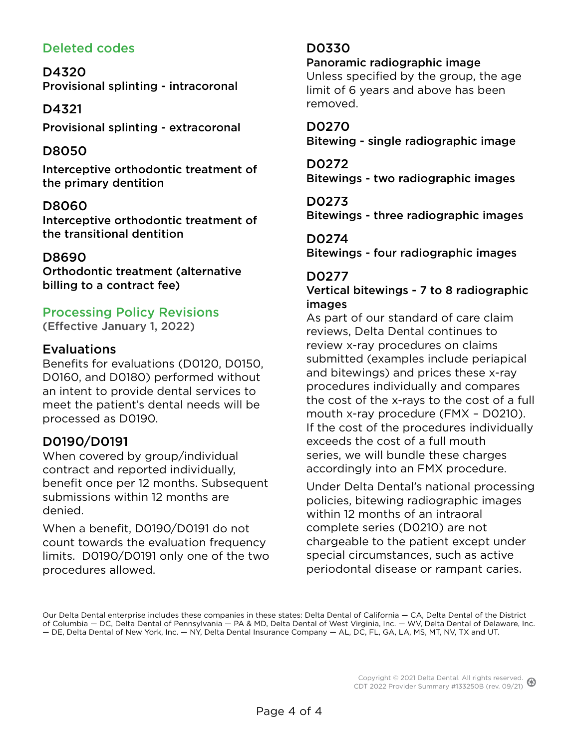## Deleted codes

### D4320
**Provisional splinting - intracoronal**

### D4321
**Provisional splinting - extracoronal**

### D8050
**Interceptive orthodontic treatment of the primary dentition**

### D8060
**Interceptive orthodontic treatment of the transitional dentition**

### D8690
**Orthodontic treatment (alternative billing to a contract fee)**

## Processing Policy Revisions

**(Effective January 1, 2022)**

### Evaluations

Benefits for evaluations (D0120, D0150, D0160, and D0180) performed without an intent to provide dental services to meet the patient's dental needs will be processed as D0190.

### D0190/D0191

When covered by group/individual contract and reported individually, benefit once per 12 months. Subsequent submissions within 12 months are denied.

When a benefit, D0190/D0191 do not count towards the evaluation frequency limits. D0190/D0191 only one of the two procedures allowed.

### D0330
**Panoramic radiographic image**

Unless specified by the group, the age limit of 6 years and above has been removed.

### D0270
**Bitewing - single radiographic image**

### D0272
**Bitewings - two radiographic images**

### D0273
**Bitewings - three radiographic images**

### D0274
**Bitewings - four radiographic images**

### D0277
**Vertical bitewings - 7 to 8 radiographic images**

As part of our standard of care claim reviews, Delta Dental continues to review x-ray procedures on claims submitted (examples include periapical and bitewings) and prices these x-ray procedures individually and compares the cost of the x-rays to the cost of a full mouth x-ray procedure (FMX – D0210). If the cost of the procedures individually exceeds the cost of a full mouth series, we will bundle these charges accordingly into an FMX procedure.

Under Delta Dental's national processing policies, bitewing radiographic images within 12 months of an intraoral complete series (D0210) are not chargeable to the patient except under special circumstances, such as active periodontal disease or rampant caries.

Our Delta Dental enterprise includes these companies in these states: Delta Dental of California — CA, Delta Dental of the District of Columbia — DC, Delta Dental of Pennsylvania — PA & MD, Delta Dental of West Virginia, Inc. — WV, Delta Dental of Delaware, Inc. — DE, Delta Dental of New York, Inc. — NY, Delta Dental Insurance Company — AL, DC, FL, GA, LA, MS, MT, NV, TX and UT.

Copyright © 2021 Delta Dental. All rights reserved.
CDT 2022 Provider Summary #133250B (rev. 09/21)